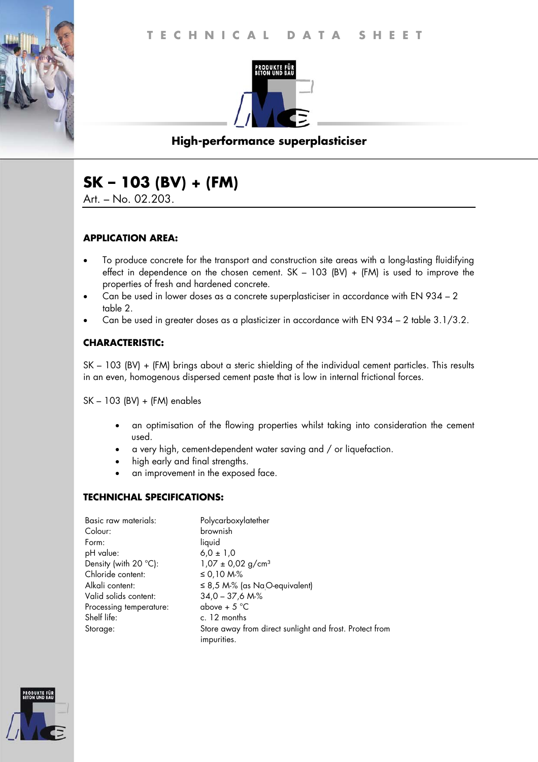TECHNICAL DATA SHEET

PRODUKTE FÜR BETON UND BAU

**High-performance superplasticiser**

# SK – 103 (BV) + (FM)

Art. – No. 02.203.

### APPLICATION AREA:

- To produce concrete for the transport and construction site areas with a long-lasting fluidifying effect in dependence on the chosen cement. SK – 103 (BV) + (FM) is used to improve the properties of fresh and hardened concrete.
- Can be used in lower doses as a concrete superplasticiser in accordance with EN 934 – 2 table 2.
- Can be used in greater doses as a plasticizer in accordance with EN 934 – 2 table 3.1/3.2.

### CHARACTERISTIC:

SK – 103 (BV) + (FM) brings about a steric shielding of the individual cement particles. This results in an even, homogenous dispersed cement paste that is low in internal frictional forces.

SK – 103 (BV) + (FM) enables

- an optimisation of the flowing properties whilst taking into consideration the cement used.
- a very high, cement-dependent water saving and / or liquefaction.
- high early and final strengths.
- an improvement in the exposed face.

### TECHNICHAL SPECIFICATIONS:

| | |
|---|---|
| Basic raw materials: | Polycarboxylatether |
| Colour: | brownish |
| Form: | liquid |
| pH value: | 6,0 ± 1,0 |
| Density (with 20 °C): | 1,07 ± 0,02 g/cm³ |
| Chloride content: | ≤ 0,10 M-% |
| Alkali content: | ≤ 8,5 M-% (as $Na_2O$-equivalent) |
| Valid solids content: | 34,0 – 37,6 M-% |
| Processing temperature: | above + 5 °C |
| Shelf life: | c. 12 months |
| Storage: | Store away from direct sunlight and frost. Protect from impurities. |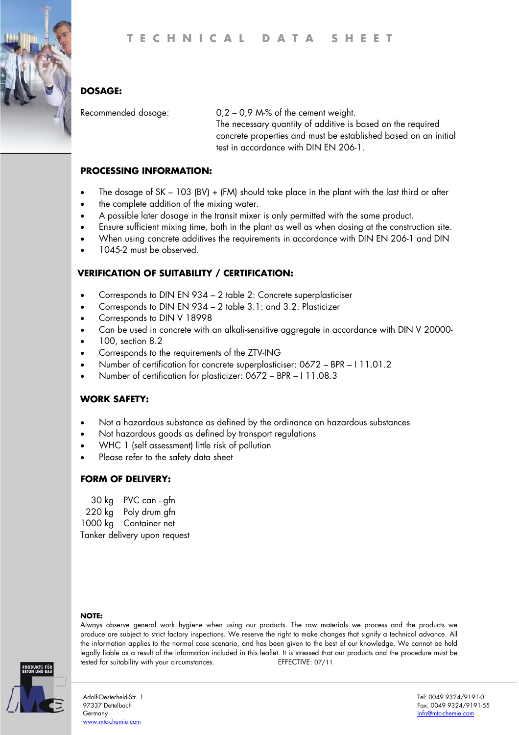## DOSAGE:

Recommended dosage: 0,2 – 0,9 M-% of the cement weight.
The necessary quantity of additive is based on the required concrete properties and must be established based on an initial test in accordance with DIN EN 206-1.

## PROCESSING INFORMATION:

- The dosage of SK – 103 (BV) + (FM) should take place in the plant with the last third or after
- the complete addition of the mixing water.
- A possible later dosage in the transit mixer is only permitted with the same product.
- Ensure sufficient mixing time, both in the plant as well as when dosing at the construction site.
- When using concrete additives the requirements in accordance with DIN EN 206-1 and DIN
- 1045-2 must be observed.

## VERIFICATION OF SUITABILITY / CERTIFICATION:

- Corresponds to DIN EN 934 – 2 table 2: Concrete superplasticiser
- Corresponds to DIN EN 934 – 2 table 3.1: and 3.2: Plasticizer
- Corresponds to DIN V 18998
- Can be used in concrete with an alkali-sensitive aggregate in accordance with DIN V 20000-
- 100, section 8.2
- Corresponds to the requirements of the ZTV-ING
- Number of certification for concrete superplasticiser: 0672 – BPR – I 11.01.2
- Number of certification for plasticizer: 0672 – BPR – I 11.08.3

## WORK SAFETY:

- Not a hazardous substance as defined by the ordinance on hazardous substances
- Not hazardous goods as defined by transport regulations
- WHC 1 (self assessment) little risk of pollution
- Please refer to the safety data sheet

## FORM OF DELIVERY:

30 kg PVC can - gfn
220 kg Poly drum gfn
1000 kg Container net
Tanker delivery upon request

**NOTE:**
Always observe general work hygiene when using our products. The raw materials we process and the products we produce are subject to strict factory inspections. We reserve the right to make changes that signify a technical advance. All the information applies to the normal case scenario, and has been given to the best of our knowledge. We cannot be held legally liable as a result of the information included in this leaflet. It is stressed that our products and the procedure must be tested for suitability with your circumstances. EFFECTIVE: 07/11

Adolf-Oesterheld-Str. 1
97337 Dettelbach
Germany
www.mtc-chemie.com

Tel: 0049 9324/9191-0
Fax: 0049 9324/9191-55
info@mtc-chemie.com